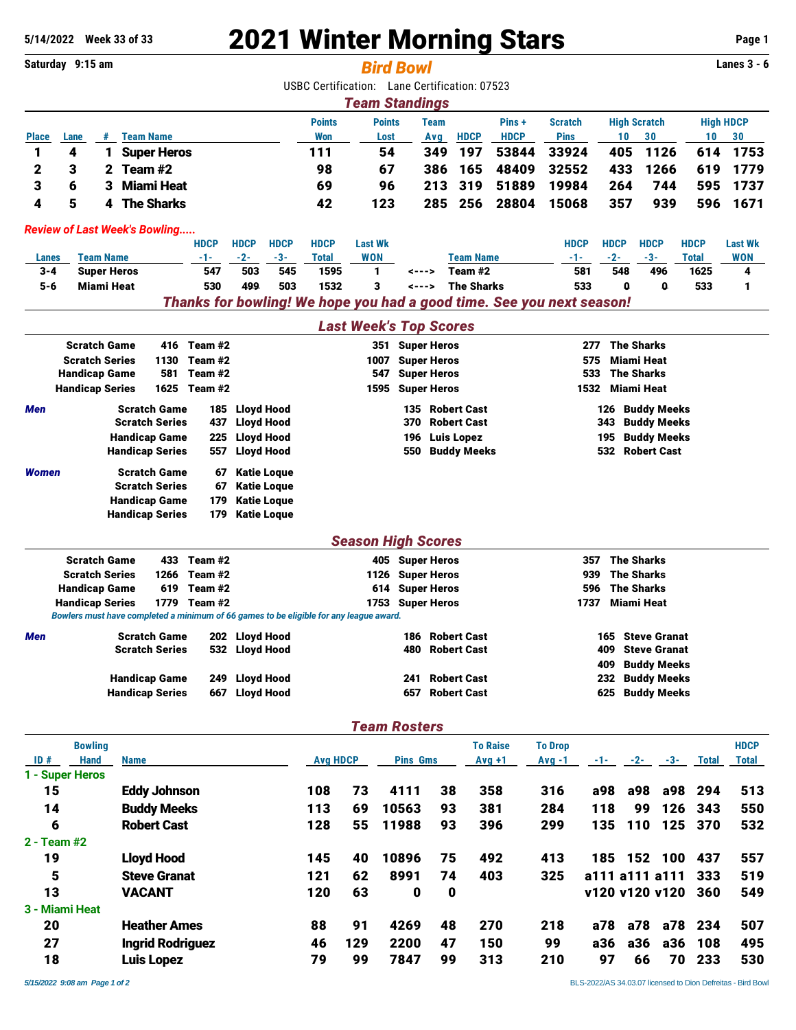# 2021 Winter Morning Stars

**5/14/2022 Week 33 of 33**

**Saturday 9:15 am**

## *Bird Bowl*

**Lanes 3 - 6**

USBC Certification: Lane Certification: 07523

## *Team Standings*

| Place | Lane | # | Team Name | Points Won | Points Lost | Team Avg | HDCP | Pins + HDCP | Scratch Pins | High Scratch 10 | High Scratch 30 | High HDCP 10 | High HDCP 30 |
|---|---|---|---|---|---|---|---|---|---|---|---|---|---|
| 1 | 4 | 1 | Super Heros | 111 | 54 | 349 | 197 | 53844 | 33924 | 405 | 1126 | 614 | 1753 |
| 2 | 3 | 2 | Team #2 | 98 | 67 | 386 | 165 | 48409 | 32552 | 433 | 1266 | 619 | 1779 |
| 3 | 6 | 3 | Miami Heat | 69 | 96 | 213 | 319 | 51889 | 19984 | 264 | 744 | 595 | 1737 |
| 4 | 5 | 4 | The Sharks | 42 | 123 | 285 | 256 | 28804 | 15068 | 357 | 939 | 596 | 1671 |

*Review of Last Week's Bowling.....*

| Lanes | Team Name | HDCP -1- | HDCP -2- | HDCP -3- | HDCP Total | Last Wk WON | | Team Name | HDCP -1- | HDCP -2- | HDCP -3- | HDCP Total | Last Wk WON |
|---|---|---|---|---|---|---|---|---|---|---|---|---|---|
| 3-4 | Super Heros | 547 | 503 | 545 | 1595 | 1 | <---> | Team #2 | 581 | 548 | 496 | 1625 | 4 |
| 5-6 | Miami Heat | 530 | 499 | 503 | 1532 | 3 | <---> | The Sharks | 533 | 0 | 0 | 533 | 1 |

***Thanks for bowling! We hope you had a good time. See you next season!***

## *Last Week's Top Scores*

| | | | | | | |
|---|---|---|---|---|---|---|
| Scratch Game | 416 | Team #2 | 351 | Super Heros | 277 | The Sharks |
| Scratch Series | 1130 | Team #2 | 1007 | Super Heros | 575 | Miami Heat |
| Handicap Game | 581 | Team #2 | 547 | Super Heros | 533 | The Sharks |
| Handicap Series | 1625 | Team #2 | 1595 | Super Heros | 1532 | Miami Heat |

***Men***

| | | | | | | |
|---|---|---|---|---|---|---|
| Scratch Game | 185 | Lloyd Hood | 135 | Robert Cast | 126 | Buddy Meeks |
| Scratch Series | 437 | Lloyd Hood | 370 | Robert Cast | 343 | Buddy Meeks |
| Handicap Game | 225 | Lloyd Hood | 196 | Luis Lopez | 195 | Buddy Meeks |
| Handicap Series | 557 | Lloyd Hood | 550 | Buddy Meeks | 532 | Robert Cast |

***Women***

| | | |
|---|---|---|
| Scratch Game | 67 | Katie Loque |
| Scratch Series | 67 | Katie Loque |
| Handicap Game | 179 | Katie Loque |
| Handicap Series | 179 | Katie Loque |

## *Season High Scores*

| | | | | | | |
|---|---|---|---|---|---|---|
| Scratch Game | 433 | Team #2 | 405 | Super Heros | 357 | The Sharks |
| Scratch Series | 1266 | Team #2 | 1126 | Super Heros | 939 | The Sharks |
| Handicap Game | 619 | Team #2 | 614 | Super Heros | 596 | The Sharks |
| Handicap Series | 1779 | Team #2 | 1753 | Super Heros | 1737 | Miami Heat |

*Bowlers must have completed a minimum of 66 games to be eligible for any league award.*

***Men***

| | | | | | | |
|---|---|---|---|---|---|---|
| Scratch Game | 202 | Lloyd Hood | 186 | Robert Cast | 165 | Steve Granat |
| Scratch Series | 532 | Lloyd Hood | 480 | Robert Cast | 409 | Steve Granat |
| | | | | | 409 | Buddy Meeks |
| Handicap Game | 249 | Lloyd Hood | 241 | Robert Cast | 232 | Buddy Meeks |
| Handicap Series | 667 | Lloyd Hood | 657 | Robert Cast | 625 | Buddy Meeks |

## *Team Rosters*

| ID # | Bowling Hand | Name | Avg | HDCP | Pins | Gms | To Raise Avg +1 | To Drop Avg -1 | -1- | -2- | -3- | Total | HDCP Total |
|---|---|---|---|---|---|---|---|---|---|---|---|---|---|
| **1 - Super Heros** | | | | | | | | | | | | | |
| 15 | | Eddy Johnson | 108 | 73 | 4111 | 38 | 358 | 316 | a98 | a98 | a98 | 294 | 513 |
| 14 | | Buddy Meeks | 113 | 69 | 10563 | 93 | 381 | 284 | 118 | 99 | 126 | 343 | 550 |
| 6 | | Robert Cast | 128 | 55 | 11988 | 93 | 396 | 299 | 135 | 110 | 125 | 370 | 532 |
| **2 - Team #2** | | | | | | | | | | | | | |
| 19 | | Lloyd Hood | 145 | 40 | 10896 | 75 | 492 | 413 | 185 | 152 | 100 | 437 | 557 |
| 5 | | Steve Granat | 121 | 62 | 8991 | 74 | 403 | 325 | a111 | a111 | a111 | 333 | 519 |
| 13 | | VACANT | 120 | 63 | 0 | 0 | | | v120 | v120 | v120 | 360 | 549 |
| **3 - Miami Heat** | | | | | | | | | | | | | |
| 20 | | Heather Ames | 88 | 91 | 4269 | 48 | 270 | 218 | a78 | a78 | a78 | 234 | 507 |
| 27 | | Ingrid Rodriguez | 46 | 129 | 2200 | 47 | 150 | 99 | a36 | a36 | a36 | 108 | 495 |
| 18 | | Luis Lopez | 79 | 99 | 7847 | 99 | 313 | 210 | 97 | 66 | 70 | 233 | 530 |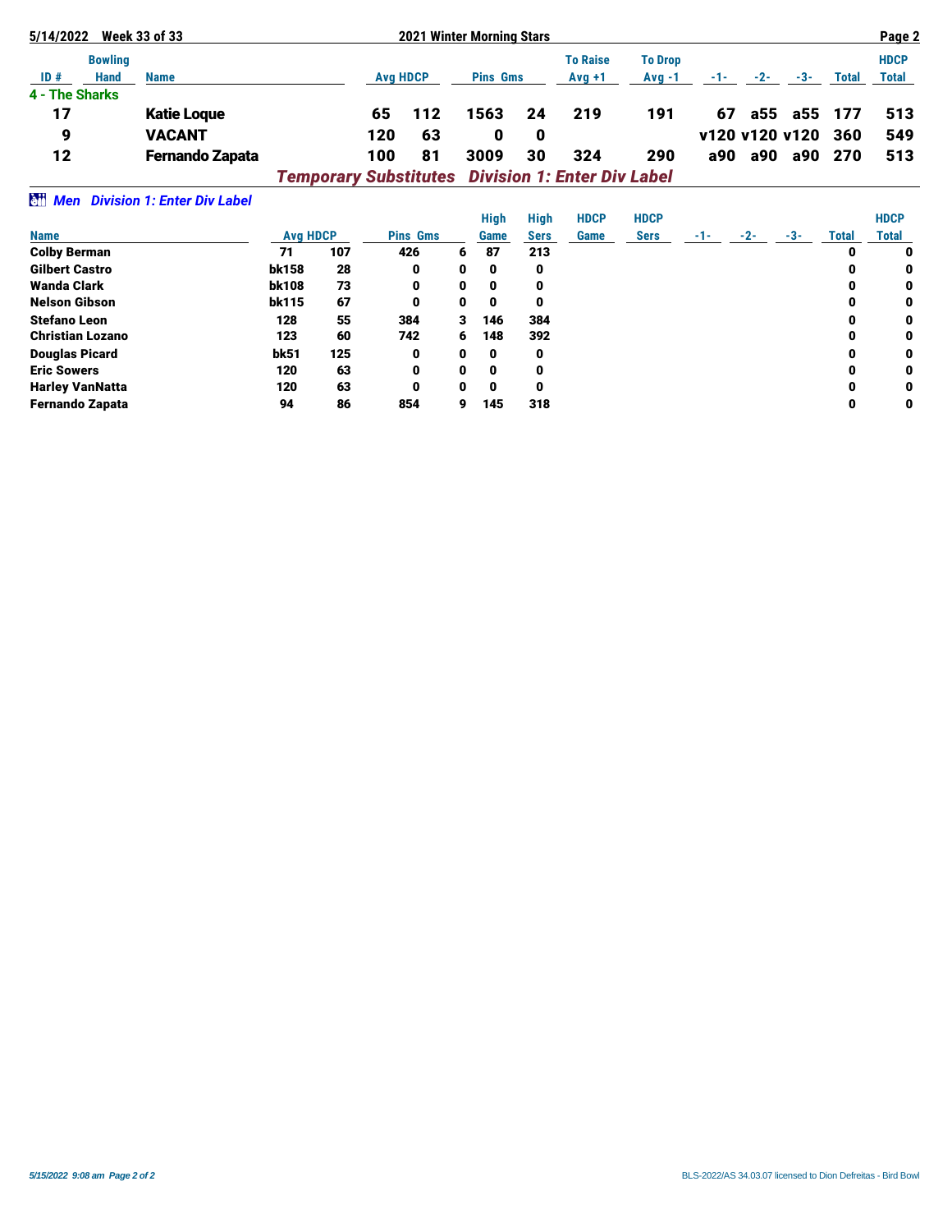| ID # | Bowling Hand | Name | Avg | HDCP | Pins | Gms | To Raise Avg +1 | To Drop Avg -1 | -1- | -2- | -3- | Total | HDCP Total |
|---|---|---|---|---|---|---|---|---|---|---|---|---|---|
| **4 - The Sharks** | | | | | | | | | | | | | |
| 17 | | Katie Loque | 65 | 112 | 1563 | 24 | 219 | 191 | 67 | a55 | a55 | 177 | 513 |
| 9 | | VACANT | 120 | 63 | 0 | 0 | | | v120 | v120 | v120 | 360 | 549 |
| 12 | | Fernando Zapata | 100 | 81 | 3009 | 30 | 324 | 290 | a90 | a90 | a90 | 270 | 513 |

***Temporary Substitutes Division 1: Enter Div Label***

***Men Division 1: Enter Div Label***

| Name | Avg | HDCP | Pins | Gms | High Game | High Sers | HDCP Game | HDCP Sers | -1- | -2- | -3- | Total | HDCP Total |
|---|---|---|---|---|---|---|---|---|---|---|---|---|---|
| Colby Berman | 71 | 107 | 426 | 6 | 87 | 213 | | | | | | 0 | 0 |
| Gilbert Castro | bk158 | 28 | 0 | 0 | 0 | 0 | | | | | | 0 | 0 |
| Wanda Clark | bk108 | 73 | 0 | 0 | 0 | 0 | | | | | | 0 | 0 |
| Nelson Gibson | bk115 | 67 | 0 | 0 | 0 | 0 | | | | | | 0 | 0 |
| Stefano Leon | 128 | 55 | 384 | 3 | 146 | 384 | | | | | | 0 | 0 |
| Christian Lozano | 123 | 60 | 742 | 6 | 148 | 392 | | | | | | 0 | 0 |
| Douglas Picard | bk51 | 125 | 0 | 0 | 0 | 0 | | | | | | 0 | 0 |
| Eric Sowers | 120 | 63 | 0 | 0 | 0 | 0 | | | | | | 0 | 0 |
| Harley VanNatta | 120 | 63 | 0 | 0 | 0 | 0 | | | | | | 0 | 0 |
| Fernando Zapata | 94 | 86 | 854 | 9 | 145 | 318 | | | | | | 0 | 0 |